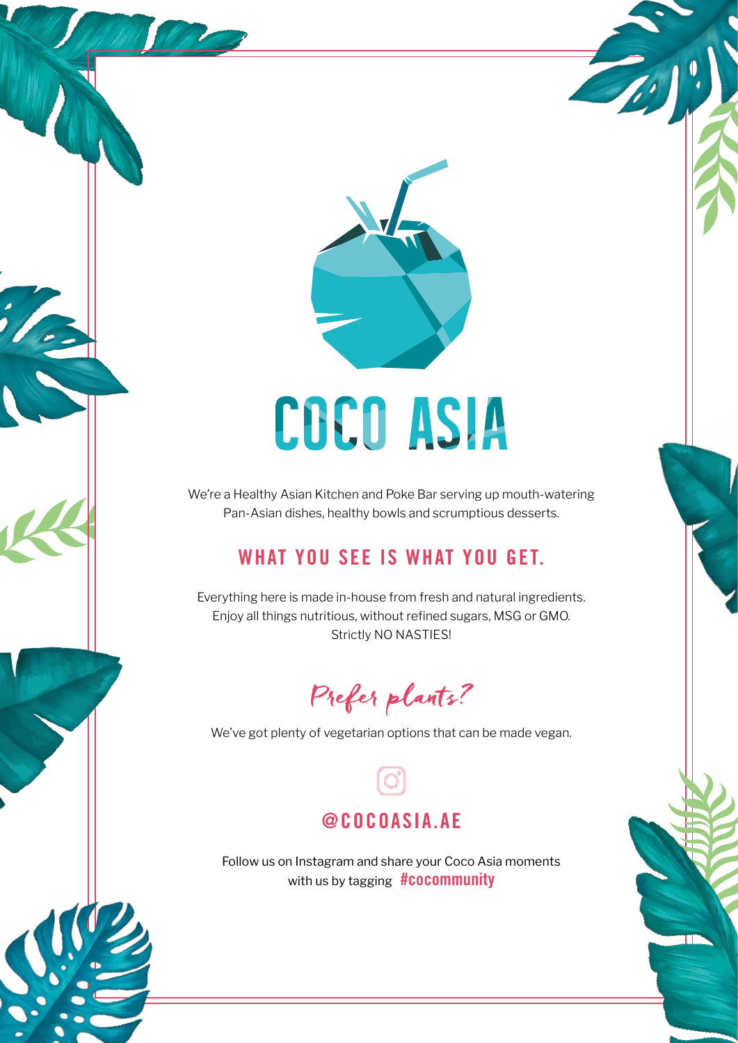# COCO ASIA

We're a Healthy Asian Kitchen and Poke Bar serving up mouth-watering Pan-Asian dishes, healthy bowls and scrumptious desserts.

## WHAT YOU SEE IS WHAT YOU GET.

Everything here is made in-house from fresh and natural ingredients. Enjoy all things nutritious, without refined sugars, MSG or GMO. Strictly NO NASTIES!

## *Prefer plants?*

We've got plenty of vegetarian options that can be made vegan.

## @COCOASIA.AE

Follow us on Instagram and share your Coco Asia moments with us by tagging **#cocommunity**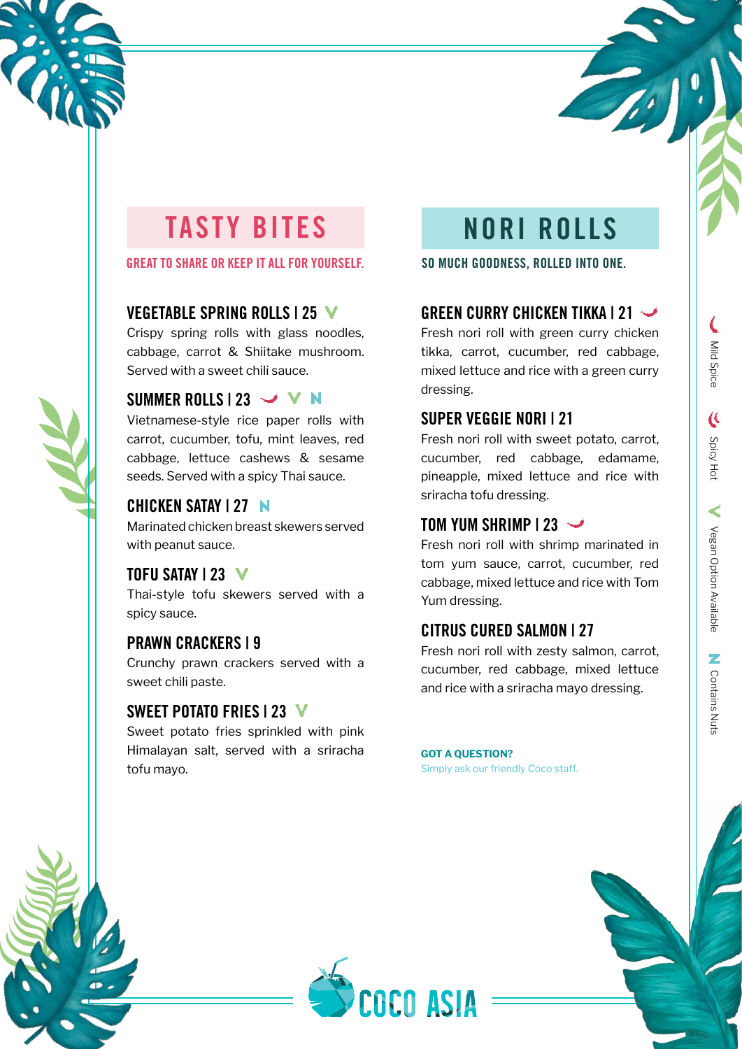## TASTY BITES

**GREAT TO SHARE OR KEEP IT ALL FOR YOURSELF.**

### VEGETABLE SPRING ROLLS | 25 V

Crispy spring rolls with glass noodles, cabbage, carrot & Shiitake mushroom. Served with a sweet chili sauce.

### SUMMER ROLLS | 23 V N

Vietnamese-style rice paper rolls with carrot, cucumber, tofu, mint leaves, red cabbage, lettuce cashews & sesame seeds. Served with a spicy Thai sauce.

### CHICKEN SATAY | 27 N

Marinated chicken breast skewers served with peanut sauce.

### TOFU SATAY | 23 V

Thai-style tofu skewers served with a spicy sauce.

### PRAWN CRACKERS | 9

Crunchy prawn crackers served with a sweet chili paste.

### SWEET POTATO FRIES | 23 V

Sweet potato fries sprinkled with pink Himalayan salt, served with a sriracha tofu mayo.

## NORI ROLLS

**SO MUCH GOODNESS, ROLLED INTO ONE.**

### GREEN CURRY CHICKEN TIKKA | 21

Fresh nori roll with green curry chicken tikka, carrot, cucumber, red cabbage, mixed lettuce and rice with a green curry dressing.

### SUPER VEGGIE NORI | 21

Fresh nori roll with sweet potato, carrot, cucumber, red cabbage, edamame, pineapple, mixed lettuce and rice with sriracha tofu dressing.

### TOM YUM SHRIMP | 23

Fresh nori roll with shrimp marinated in tom yum sauce, carrot, cucumber, red cabbage, mixed lettuce and rice with Tom Yum dressing.

### CITRUS CURED SALMON | 27

Fresh nori roll with zesty salmon, carrot, cucumber, red cabbage, mixed lettuce and rice with a sriracha mayo dressing.

**GOT A QUESTION?**
Simply ask our friendly Coco staff.

Mild Spice | Spicy Hot | V Vegan Option Available | N Contains Nuts

COCO ASIA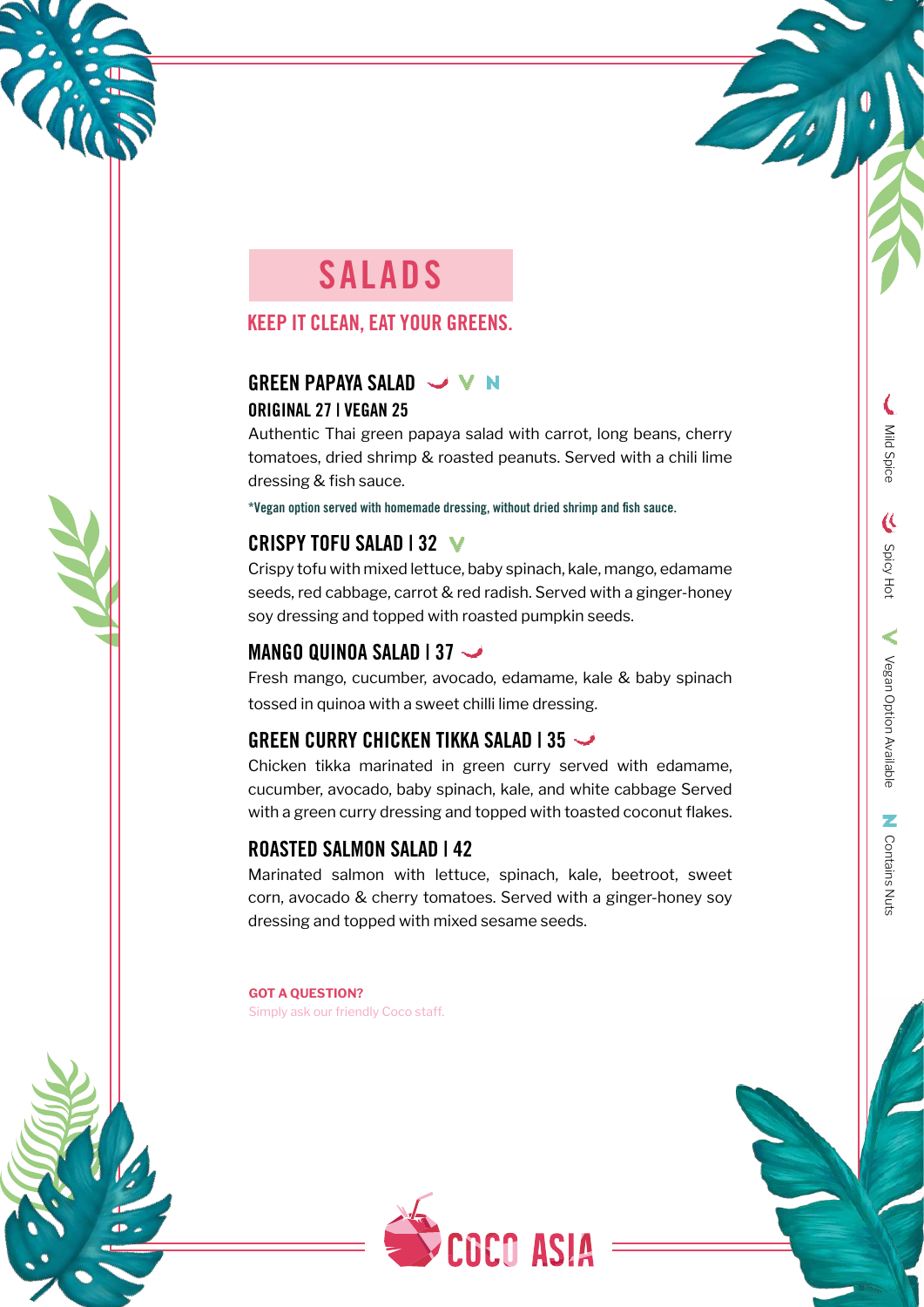# SALADS

## KEEP IT CLEAN, EAT YOUR GREENS.

### GREEN PAPAYA SALAD

**ORIGINAL 27 | VEGAN 25**

Authentic Thai green papaya salad with carrot, long beans, cherry tomatoes, dried shrimp & roasted peanuts. Served with a chili lime dressing & fish sauce.

*Vegan option served with homemade dressing, without dried shrimp and fish sauce.

### CRISPY TOFU SALAD | 32

Crispy tofu with mixed lettuce, baby spinach, kale, mango, edamame seeds, red cabbage, carrot & red radish. Served with a ginger-honey soy dressing and topped with roasted pumpkin seeds.

### MANGO QUINOA SALAD | 37

Fresh mango, cucumber, avocado, edamame, kale & baby spinach tossed in quinoa with a sweet chilli lime dressing.

### GREEN CURRY CHICKEN TIKKA SALAD | 35

Chicken tikka marinated in green curry served with edamame, cucumber, avocado, baby spinach, kale, and white cabbage Served with a green curry dressing and topped with toasted coconut flakes.

### ROASTED SALMON SALAD | 42

Marinated salmon with lettuce, spinach, kale, beetroot, sweet corn, avocado & cherry tomatoes. Served with a ginger-honey soy dressing and topped with mixed sesame seeds.

**GOT A QUESTION?**
Simply ask our friendly Coco staff.

Mild Spice | Spicy Hot | V Vegan Option Available | N Contains Nuts

COCO ASIA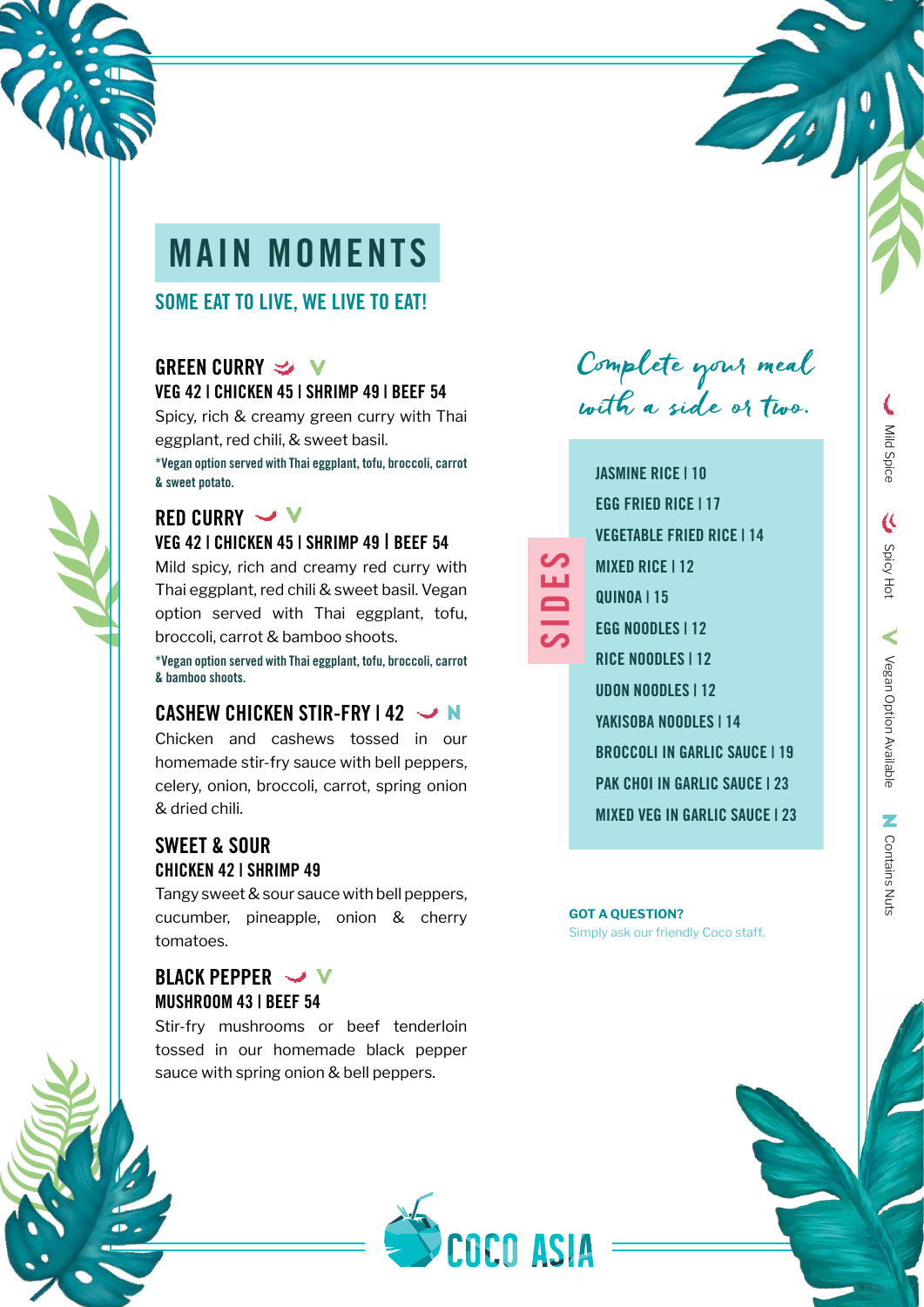# MAIN MOMENTS

## SOME EAT TO LIVE, WE LIVE TO EAT!

### GREEN CURRY
**VEG 42 | CHICKEN 45 | SHRIMP 49 | BEEF 54**

Spicy, rich & creamy green curry with Thai eggplant, red chili, & sweet basil.

*Vegan option served with Thai eggplant, tofu, broccoli, carrot & sweet potato.

### RED CURRY
**VEG 42 | CHICKEN 45 | SHRIMP 49 | BEEF 54**

Mild spicy, rich and creamy red curry with Thai eggplant, red chili & sweet basil. Vegan option served with Thai eggplant, tofu, broccoli, carrot & bamboo shoots.

*Vegan option served with Thai eggplant, tofu, broccoli, carrot & bamboo shoots.

### CASHEW CHICKEN STIR-FRY | 42

Chicken and cashews tossed in our homemade stir-fry sauce with bell peppers, celery, onion, broccoli, carrot, spring onion & dried chili.

### SWEET & SOUR
**CHICKEN 42 | SHRIMP 49**

Tangy sweet & sour sauce with bell peppers, cucumber, pineapple, onion & cherry tomatoes.

### BLACK PEPPER
**MUSHROOM 43 | BEEF 54**

Stir-fry mushrooms or beef tenderloin tossed in our homemade black pepper sauce with spring onion & bell peppers.

*Complete your meal with a side or two.*

## SIDES

- JASMINE RICE | 10
- EGG FRIED RICE | 17
- VEGETABLE FRIED RICE | 14
- MIXED RICE | 12
- QUINOA | 15
- EGG NOODLES | 12
- RICE NOODLES | 12
- UDON NOODLES | 12
- YAKISOBA NOODLES | 14
- BROCCOLI IN GARLIC SAUCE | 19
- PAK CHOI IN GARLIC SAUCE | 23
- MIXED VEG IN GARLIC SAUCE | 23

**GOT A QUESTION?**
Simply ask our friendly Coco staff.

Mild Spice | Spicy Hot | V Vegan Option Available | N Contains Nuts

COCO ASIA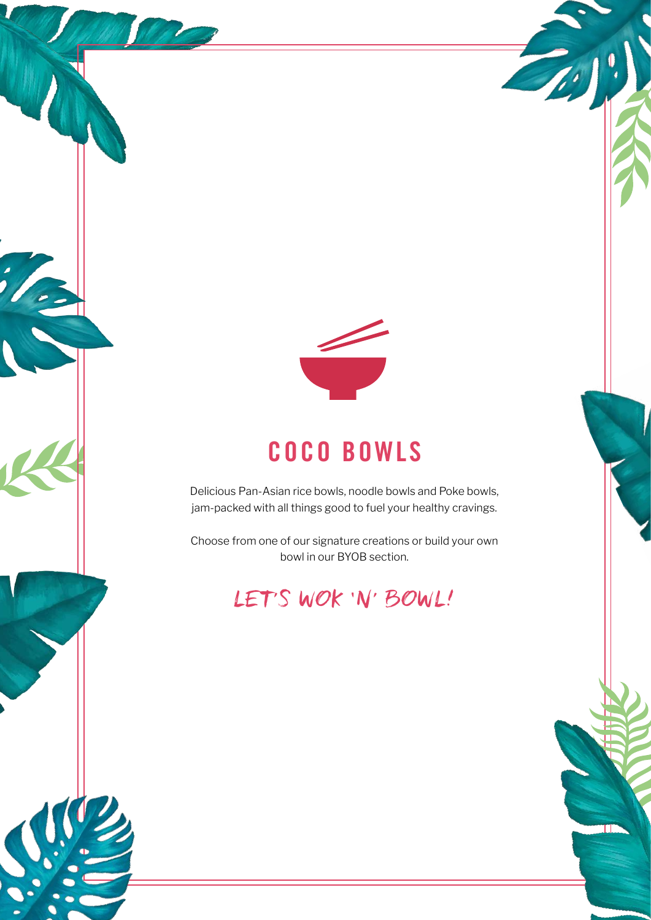# COCO BOWLS

Delicious Pan-Asian rice bowls, noodle bowls and Poke bowls, jam-packed with all things good to fuel your healthy cravings.

Choose from one of our signature creations or build your own bowl in our BYOB section.

LET'S WOK 'N' BOWL!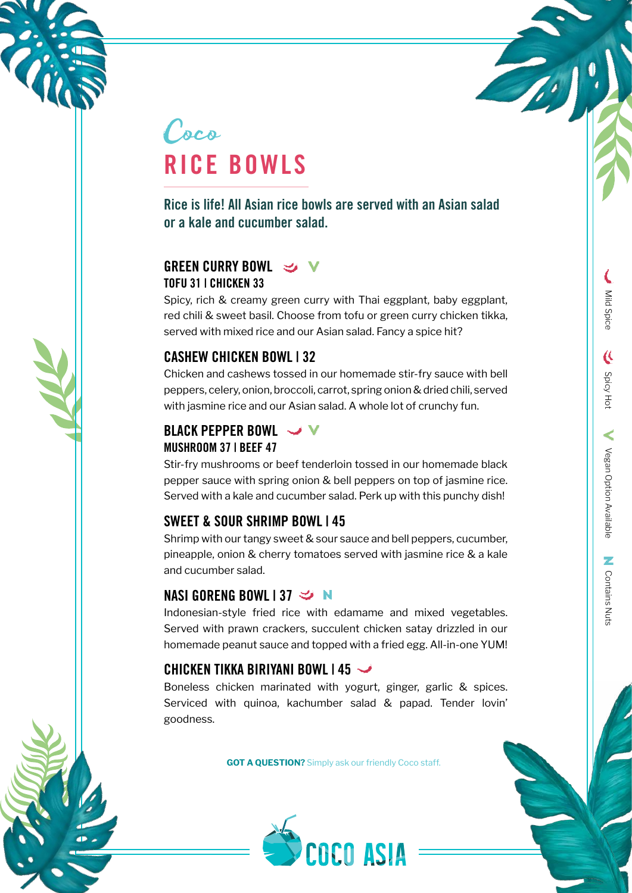Coco

# RICE BOWLS

**Rice is life! All Asian rice bowls are served with an Asian salad or a kale and cucumber salad.**

## GREEN CURRY BOWL
### TOFU 31 | CHICKEN 33

Spicy, rich & creamy green curry with Thai eggplant, baby eggplant, red chili & sweet basil. Choose from tofu or green curry chicken tikka, served with mixed rice and our Asian salad. Fancy a spice hit?

## CASHEW CHICKEN BOWL | 32

Chicken and cashews tossed in our homemade stir-fry sauce with bell peppers, celery, onion, broccoli, carrot, spring onion & dried chili, served with jasmine rice and our Asian salad. A whole lot of crunchy fun.

## BLACK PEPPER BOWL
### MUSHROOM 37 | BEEF 47

Stir-fry mushrooms or beef tenderloin tossed in our homemade black pepper sauce with spring onion & bell peppers on top of jasmine rice. Served with a kale and cucumber salad. Perk up with this punchy dish!

## SWEET & SOUR SHRIMP BOWL | 45

Shrimp with our tangy sweet & sour sauce and bell peppers, cucumber, pineapple, onion & cherry tomatoes served with jasmine rice & a kale and cucumber salad.

## NASI GORENG BOWL | 37 N

Indonesian-style fried rice with edamame and mixed vegetables. Served with prawn crackers, succulent chicken satay drizzled in our homemade peanut sauce and topped with a fried egg. All-in-one YUM!

## CHICKEN TIKKA BIRIYANI BOWL | 45

Boneless chicken marinated with yogurt, ginger, garlic & spices. Serviced with quinoa, kachumber salad & papad. Tender lovin' goodness.

**GOT A QUESTION?** Simply ask our friendly Coco staff.

Mild Spice | Spicy Hot | V Vegan Option Available | N Contains Nuts

COCO ASIA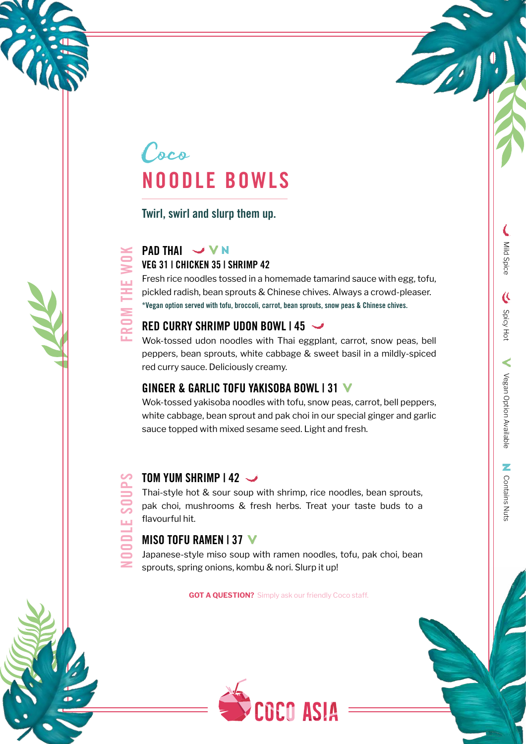*Coco*

# NOODLE BOWLS

Twirl, swirl and slurp them up.

## FROM THE WOK

### PAD THAI (Mild Spice) (Vegan Option Available) (Contains Nuts)

**VEG 31 | CHICKEN 35 | SHRIMP 42**

Fresh rice noodles tossed in a homemade tamarind sauce with egg, tofu, pickled radish, bean sprouts & Chinese chives. Always a crowd-pleaser.

*Vegan option served with tofu, broccoli, carrot, bean sprouts, snow peas & Chinese chives.

### RED CURRY SHRIMP UDON BOWL | 45 (Mild Spice)

Wok-tossed udon noodles with Thai eggplant, carrot, snow peas, bell peppers, bean sprouts, white cabbage & sweet basil in a mildly-spiced red curry sauce. Deliciously creamy.

### GINGER & GARLIC TOFU YAKISOBA BOWL | 31 (Vegan Option Available)

Wok-tossed yakisoba noodles with tofu, snow peas, carrot, bell peppers, white cabbage, bean sprout and pak choi in our special ginger and garlic sauce topped with mixed sesame seed. Light and fresh.

## NOODLE SOUPS

### TOM YUM SHRIMP | 42 (Mild Spice)

Thai-style hot & sour soup with shrimp, rice noodles, bean sprouts, pak choi, mushrooms & fresh herbs. Treat your taste buds to a flavourful hit.

### MISO TOFU RAMEN | 37 (Vegan Option Available)

Japanese-style miso soup with ramen noodles, tofu, pak choi, bean sprouts, spring onions, kombu & nori. Slurp it up!

**GOT A QUESTION?** Simply ask our friendly Coco staff.

Mild Spice | Spicy Hot | Vegan Option Available | Contains Nuts

COCO ASIA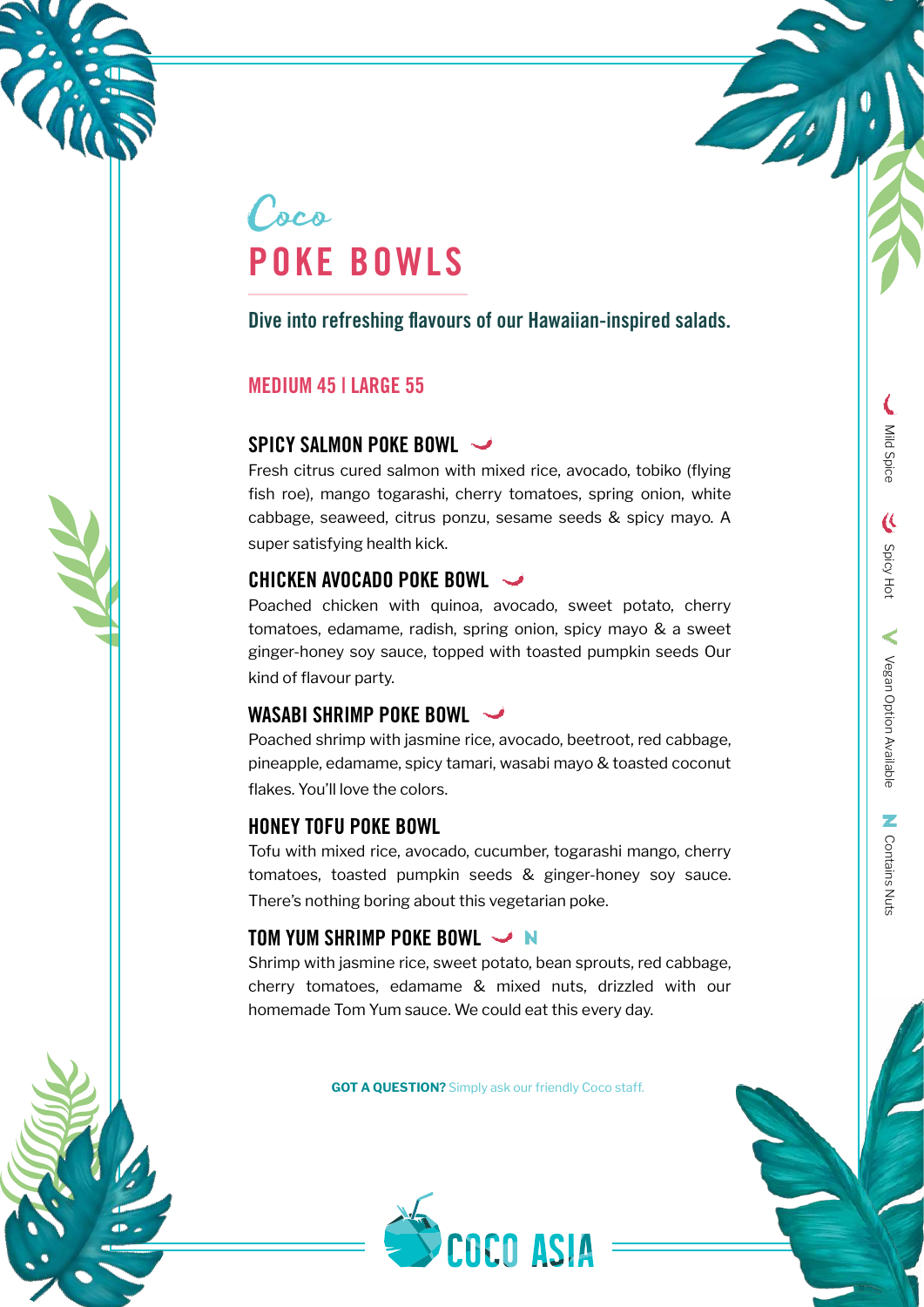*Coco*

# POKE BOWLS

**Dive into refreshing flavours of our Hawaiian-inspired salads.**

**MEDIUM 45 | LARGE 55**

### SPICY SALMON POKE BOWL

Fresh citrus cured salmon with mixed rice, avocado, tobiko (flying fish roe), mango togarashi, cherry tomatoes, spring onion, white cabbage, seaweed, citrus ponzu, sesame seeds & spicy mayo. A super satisfying health kick.

### CHICKEN AVOCADO POKE BOWL

Poached chicken with quinoa, avocado, sweet potato, cherry tomatoes, edamame, radish, spring onion, spicy mayo & a sweet ginger-honey soy sauce, topped with toasted pumpkin seeds Our kind of flavour party.

### WASABI SHRIMP POKE BOWL

Poached shrimp with jasmine rice, avocado, beetroot, red cabbage, pineapple, edamame, spicy tamari, wasabi mayo & toasted coconut flakes. You'll love the colors.

### HONEY TOFU POKE BOWL

Tofu with mixed rice, avocado, cucumber, togarashi mango, cherry tomatoes, toasted pumpkin seeds & ginger-honey soy sauce. There's nothing boring about this vegetarian poke.

### TOM YUM SHRIMP POKE BOWL N

Shrimp with jasmine rice, sweet potato, bean sprouts, red cabbage, cherry tomatoes, edamame & mixed nuts, drizzled with our homemade Tom Yum sauce. We could eat this every day.

**GOT A QUESTION?** Simply ask our friendly Coco staff.

Mild Spice | Spicy Hot | V Vegan Option Available | N Contains Nuts

COCO ASIA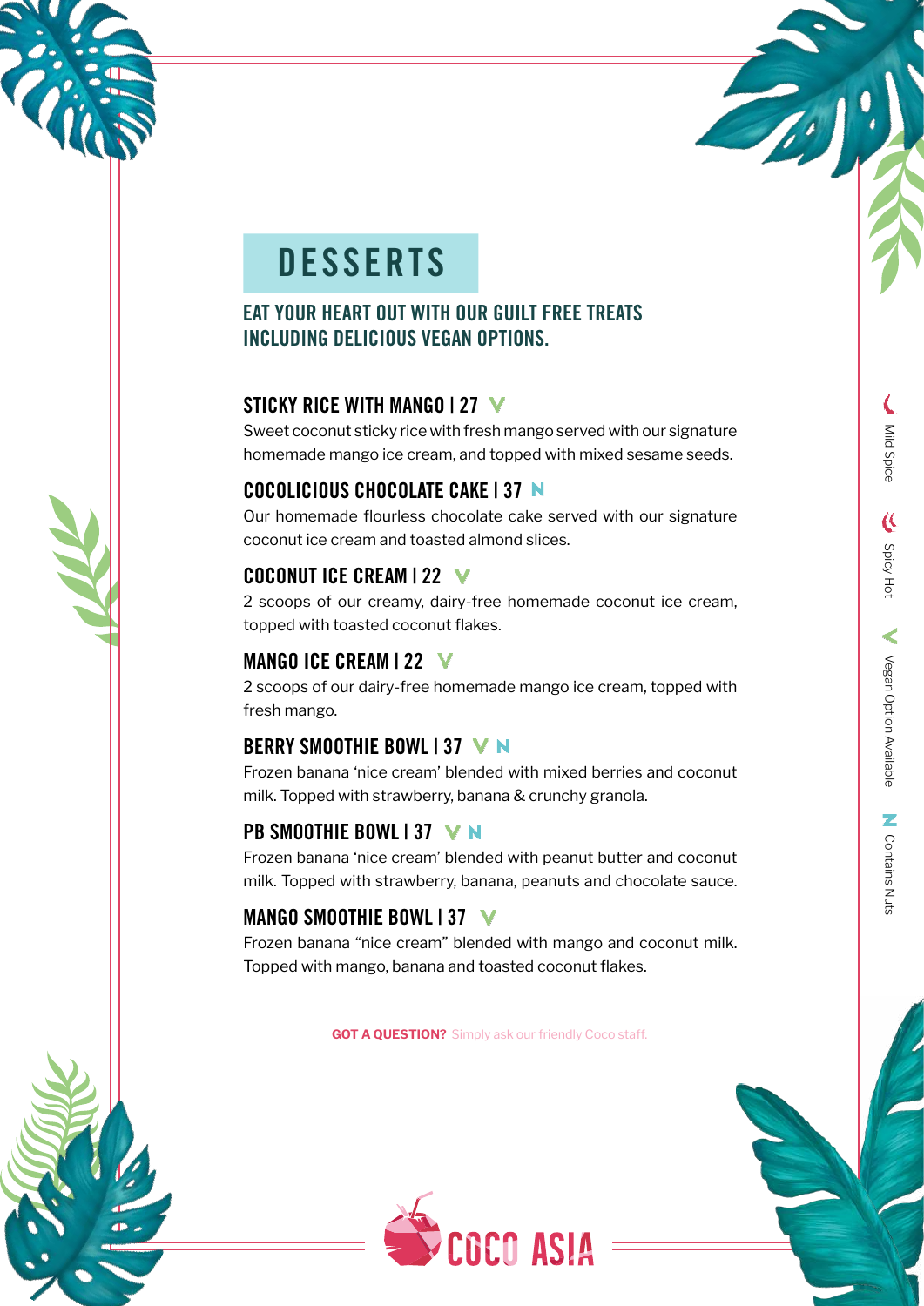# DESSERTS

## EAT YOUR HEART OUT WITH OUR GUILT FREE TREATS INCLUDING DELICIOUS VEGAN OPTIONS.

### STICKY RICE WITH MANGO | 27 V

Sweet coconut sticky rice with fresh mango served with our signature homemade mango ice cream, and topped with mixed sesame seeds.

### COCOLICIOUS CHOCOLATE CAKE | 37 N

Our homemade flourless chocolate cake served with our signature coconut ice cream and toasted almond slices.

### COCONUT ICE CREAM | 22 V

2 scoops of our creamy, dairy-free homemade coconut ice cream, topped with toasted coconut flakes.

### MANGO ICE CREAM | 22 V

2 scoops of our dairy-free homemade mango ice cream, topped with fresh mango.

### BERRY SMOOTHIE BOWL | 37 V N

Frozen banana 'nice cream' blended with mixed berries and coconut milk. Topped with strawberry, banana & crunchy granola.

### PB SMOOTHIE BOWL | 37 V N

Frozen banana 'nice cream' blended with peanut butter and coconut milk. Topped with strawberry, banana, peanuts and chocolate sauce.

### MANGO SMOOTHIE BOWL | 37 V

Frozen banana "nice cream" blended with mango and coconut milk. Topped with mango, banana and toasted coconut flakes.

**GOT A QUESTION?** Simply ask our friendly Coco staff.

Mild Spice | Spicy Hot | V Vegan Option Available | N Contains Nuts

COCO ASIA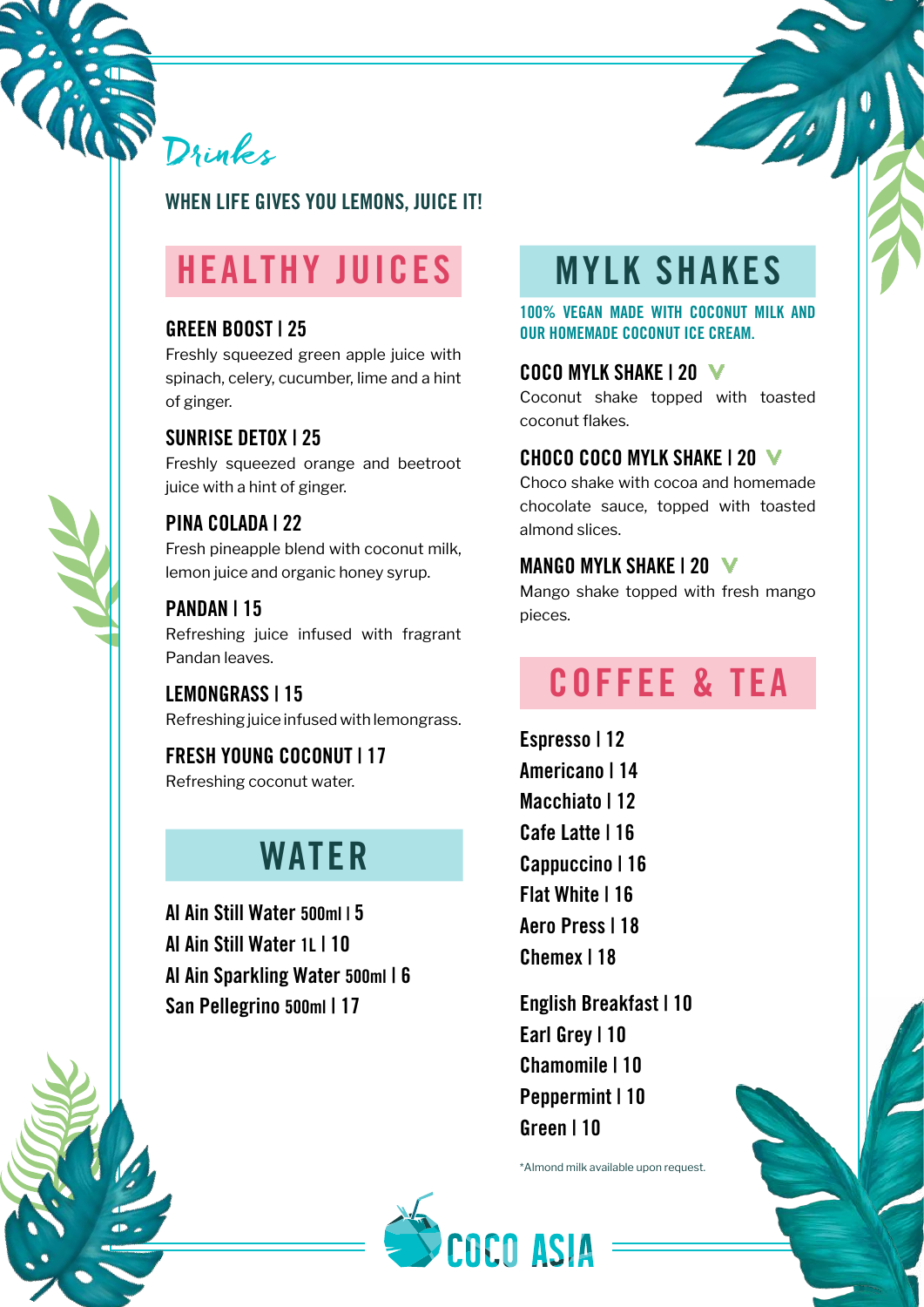# Drinks

**WHEN LIFE GIVES YOU LEMONS, JUICE IT!**

## HEALTHY JUICES

**GREEN BOOST | 25**
Freshly squeezed green apple juice with spinach, celery, cucumber, lime and a hint of ginger.

**SUNRISE DETOX | 25**
Freshly squeezed orange and beetroot juice with a hint of ginger.

**PINA COLADA | 22**
Fresh pineapple blend with coconut milk, lemon juice and organic honey syrup.

**PANDAN | 15**
Refreshing juice infused with fragrant Pandan leaves.

**LEMONGRASS | 15**
Refreshing juice infused with lemongrass.

**FRESH YOUNG COCONUT | 17**
Refreshing coconut water.

## WATER

**Al Ain Still Water 500ml | 5**
**Al Ain Still Water 1L | 10**
**Al Ain Sparkling Water 500ml | 6**
**San Pellegrino 500ml | 17**

## MYLK SHAKES

**100% VEGAN MADE WITH COCONUT MILK AND OUR HOMEMADE COCONUT ICE CREAM.**

**COCO MYLK SHAKE | 20** V
Coconut shake topped with toasted coconut flakes.

**CHOCO COCO MYLK SHAKE | 20** V
Choco shake with cocoa and homemade chocolate sauce, topped with toasted almond slices.

**MANGO MYLK SHAKE | 20** V
Mango shake topped with fresh mango pieces.

## COFFEE & TEA

**Espresso | 12**
**Americano | 14**
**Macchiato | 12**
**Cafe Latte | 16**
**Cappuccino | 16**
**Flat White | 16**
**Aero Press | 18**
**Chemex | 18**

**English Breakfast | 10**
**Earl Grey | 10**
**Chamomile | 10**
**Peppermint | 10**
**Green | 10**

*Almond milk available upon request.

COCO ASIA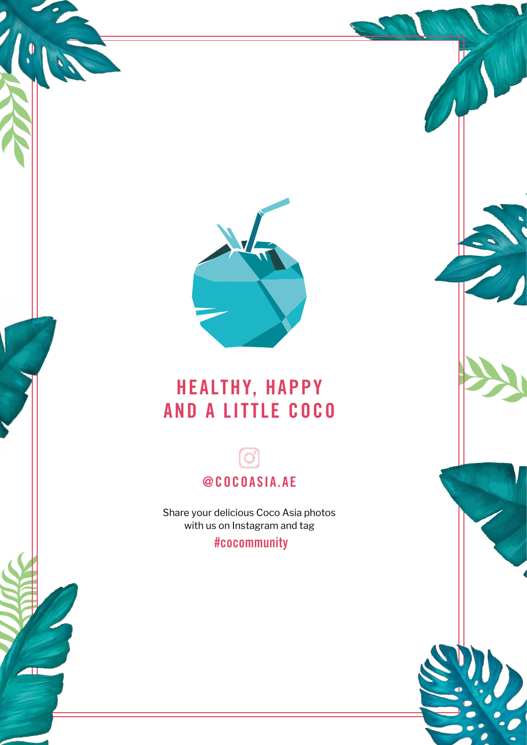# HEALTHY, HAPPY AND A LITTLE COCO

@COCOASIA.AE

Share your delicious Coco Asia photos with us on Instagram and tag

#cocommunity